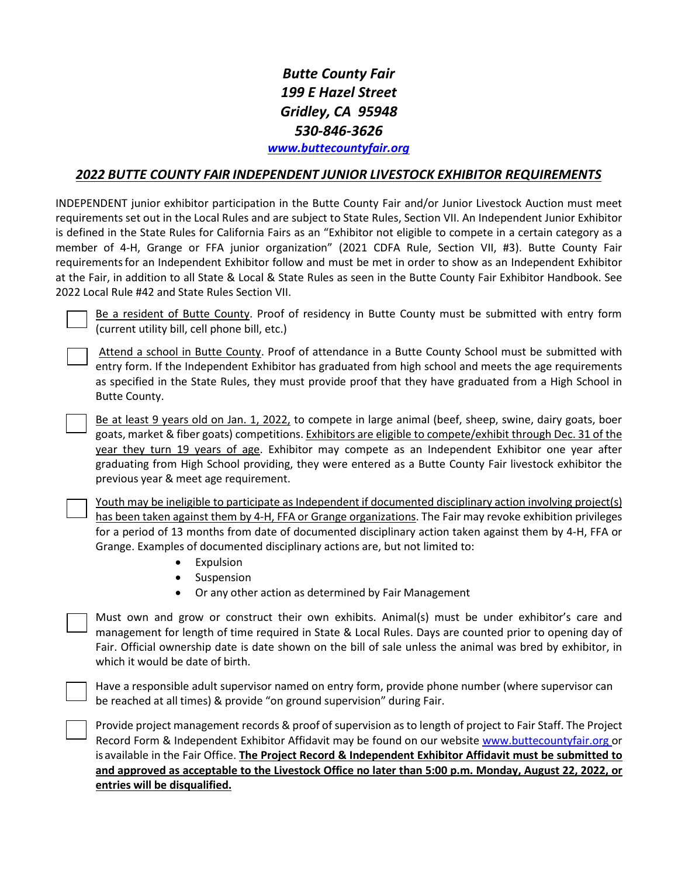***Butte County Fair***
***199 E Hazel Street***
***Gridley, CA 95948***
***530-846-3626***
***www.buttecountyfair.org***

## *2022 BUTTE COUNTY FAIR INDEPENDENT JUNIOR LIVESTOCK EXHIBITOR REQUIREMENTS*

INDEPENDENT junior exhibitor participation in the Butte County Fair and/or Junior Livestock Auction must meet requirements set out in the Local Rules and are subject to State Rules, Section VII. An Independent Junior Exhibitor is defined in the State Rules for California Fairs as an "Exhibitor not eligible to compete in a certain category as a member of 4-H, Grange or FFA junior organization" (2021 CDFA Rule, Section VII, #3). Butte County Fair requirements for an Independent Exhibitor follow and must be met in order to show as an Independent Exhibitor at the Fair, in addition to all State & Local & State Rules as seen in the Butte County Fair Exhibitor Handbook. See 2022 Local Rule #42 and State Rules Section VII.

- ☐ Be a resident of Butte County. Proof of residency in Butte County must be submitted with entry form (current utility bill, cell phone bill, etc.)

- ☐ Attend a school in Butte County. Proof of attendance in a Butte County School must be submitted with entry form. If the Independent Exhibitor has graduated from high school and meets the age requirements as specified in the State Rules, they must provide proof that they have graduated from a High School in Butte County.

- ☐ Be at least 9 years old on Jan. 1, 2022, to compete in large animal (beef, sheep, swine, dairy goats, boer goats, market & fiber goats) competitions. Exhibitors are eligible to compete/exhibit through Dec. 31 of the year they turn 19 years of age. Exhibitor may compete as an Independent Exhibitor one year after graduating from High School providing, they were entered as a Butte County Fair livestock exhibitor the previous year & meet age requirement.

- ☐ Youth may be ineligible to participate as Independent if documented disciplinary action involving project(s) has been taken against them by 4-H, FFA or Grange organizations. The Fair may revoke exhibition privileges for a period of 13 months from date of documented disciplinary action taken against them by 4-H, FFA or Grange. Examples of documented disciplinary actions are, but not limited to:
  - Expulsion
  - Suspension
  - Or any other action as determined by Fair Management

- ☐ Must own and grow or construct their own exhibits. Animal(s) must be under exhibitor's care and management for length of time required in State & Local Rules. Days are counted prior to opening day of Fair. Official ownership date is date shown on the bill of sale unless the animal was bred by exhibitor, in which it would be date of birth.

- ☐ Have a responsible adult supervisor named on entry form, provide phone number (where supervisor can be reached at all times) & provide "on ground supervision" during Fair.

- ☐ Provide project management records & proof of supervision as to length of project to Fair Staff. The Project Record Form & Independent Exhibitor Affidavit may be found on our website www.buttecountyfair.org or is available in the Fair Office. **The Project Record & Independent Exhibitor Affidavit must be submitted to and approved as acceptable to the Livestock Office no later than 5:00 p.m. Monday, August 22, 2022, or entries will be disqualified.**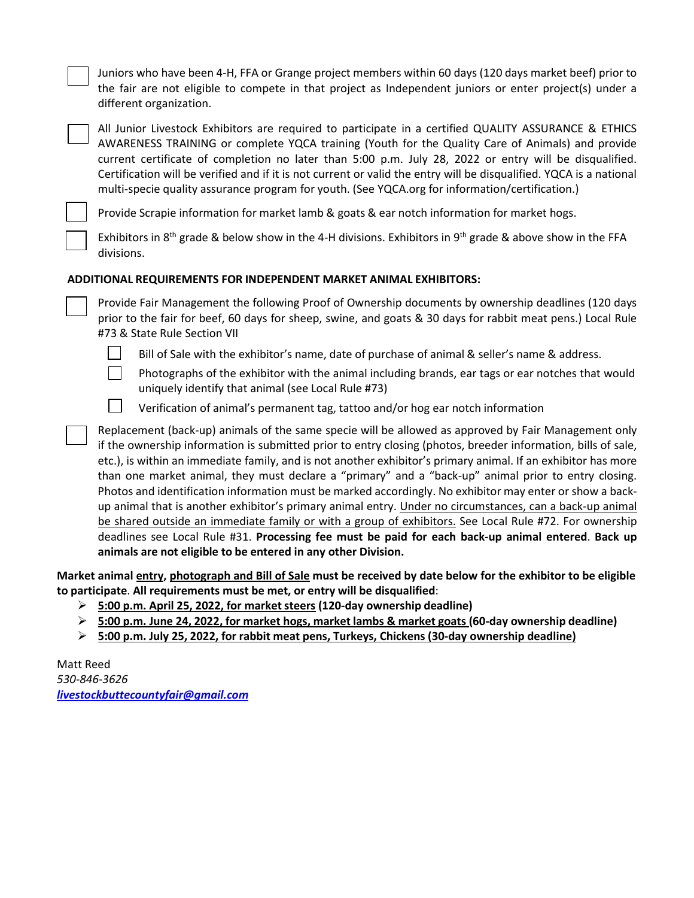- [ ] Juniors who have been 4-H, FFA or Grange project members within 60 days (120 days market beef) prior to the fair are not eligible to compete in that project as Independent juniors or enter project(s) under a different organization.

- [ ] All Junior Livestock Exhibitors are required to participate in a certified QUALITY ASSURANCE & ETHICS AWARENESS TRAINING or complete YQCA training (Youth for the Quality Care of Animals) and provide current certificate of completion no later than 5:00 p.m. July 28, 2022 or entry will be disqualified. Certification will be verified and if it is not current or valid the entry will be disqualified. YQCA is a national multi-specie quality assurance program for youth. (See YQCA.org for information/certification.)

- [ ] Provide Scrapie information for market lamb & goats & ear notch information for market hogs.

- [ ] Exhibitors in 8th grade & below show in the 4-H divisions. Exhibitors in 9th grade & above show in the FFA divisions.

**ADDITIONAL REQUIREMENTS FOR INDEPENDENT MARKET ANIMAL EXHIBITORS:**

- [ ] Provide Fair Management the following Proof of Ownership documents by ownership deadlines (120 days prior to the fair for beef, 60 days for sheep, swine, and goats & 30 days for rabbit meat pens.) Local Rule #73 & State Rule Section VII
  - [ ] Bill of Sale with the exhibitor's name, date of purchase of animal & seller's name & address.
  - [ ] Photographs of the exhibitor with the animal including brands, ear tags or ear notches that would uniquely identify that animal (see Local Rule #73)
  - [ ] Verification of animal's permanent tag, tattoo and/or hog ear notch information

- [ ] Replacement (back-up) animals of the same specie will be allowed as approved by Fair Management only if the ownership information is submitted prior to entry closing (photos, breeder information, bills of sale, etc.), is within an immediate family, and is not another exhibitor's primary animal. If an exhibitor has more than one market animal, they must declare a "primary" and a "back-up" animal prior to entry closing. Photos and identification information must be marked accordingly. No exhibitor may enter or show a back-up animal that is another exhibitor's primary animal entry. Under no circumstances, can a back-up animal be shared outside an immediate family or with a group of exhibitors. See Local Rule #72. For ownership deadlines see Local Rule #31. **Processing fee must be paid for each back-up animal entered**. **Back up animals are not eligible to be entered in any other Division.**

**Market animal entry, photograph and Bill of Sale must be received by date below for the exhibitor to be eligible to participate**. **All requirements must be met, or entry will be disqualified**:

- **5:00 p.m. April 25, 2022, for market steers (120-day ownership deadline)**
- **5:00 p.m. June 24, 2022, for market hogs, market lambs & market goats (60-day ownership deadline)**
- **5:00 p.m. July 25, 2022, for rabbit meat pens, Turkeys, Chickens (30-day ownership deadline)**

Matt Reed
*530-846-3626*
*livestockbuttecountyfair@gmail.com*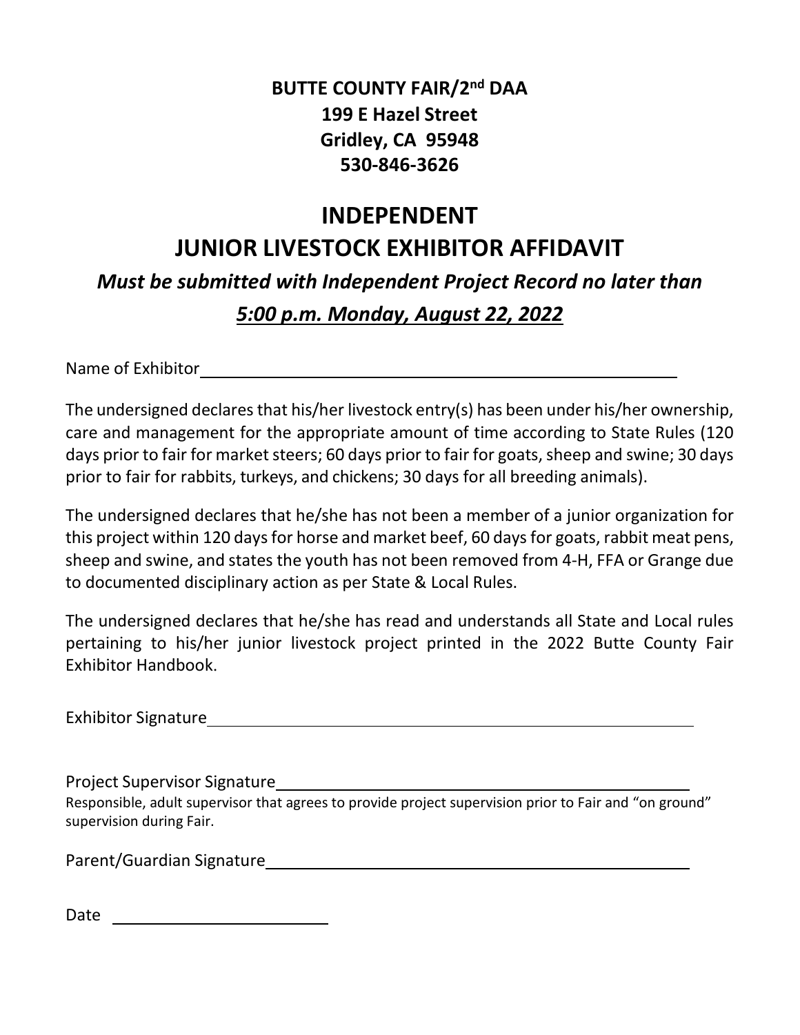**BUTTE COUNTY FAIR/2nd DAA**
**199 E Hazel Street**
**Gridley, CA 95948**
**530-846-3626**

# INDEPENDENT JUNIOR LIVESTOCK EXHIBITOR AFFIDAVIT

***Must be submitted with Independent Project Record no later than***
***<u>5:00 p.m. Monday, August 22, 2022</u>***

Name of Exhibitor\_\_\_\_\_\_\_\_\_\_\_\_\_\_\_\_\_\_\_\_\_\_\_\_\_\_\_\_\_\_\_\_\_\_\_\_\_\_\_\_\_\_\_\_\_\_\_\_\_\_

The undersigned declares that his/her livestock entry(s) has been under his/her ownership, care and management for the appropriate amount of time according to State Rules (120 days prior to fair for market steers; 60 days prior to fair for goats, sheep and swine; 30 days prior to fair for rabbits, turkeys, and chickens; 30 days for all breeding animals).

The undersigned declares that he/she has not been a member of a junior organization for this project within 120 days for horse and market beef, 60 days for goats, rabbit meat pens, sheep and swine, and states the youth has not been removed from 4-H, FFA or Grange due to documented disciplinary action as per State & Local Rules.

The undersigned declares that he/she has read and understands all State and Local rules pertaining to his/her junior livestock project printed in the 2022 Butte County Fair Exhibitor Handbook.

Exhibitor Signature\_\_\_\_\_\_\_\_\_\_\_\_\_\_\_\_\_\_\_\_\_\_\_\_\_\_\_\_\_\_\_\_\_\_\_\_\_\_\_\_\_\_\_\_\_\_\_\_\_\_

Project Supervisor Signature\_\_\_\_\_\_\_\_\_\_\_\_\_\_\_\_\_\_\_\_\_\_\_\_\_\_\_\_\_\_\_\_\_\_\_\_\_\_\_\_\_\_
Responsible, adult supervisor that agrees to provide project supervision prior to Fair and "on ground" supervision during Fair.

Parent/Guardian Signature\_\_\_\_\_\_\_\_\_\_\_\_\_\_\_\_\_\_\_\_\_\_\_\_\_\_\_\_\_\_\_\_\_\_\_\_\_\_\_\_\_\_

Date \_\_\_\_\_\_\_\_\_\_\_\_\_\_\_\_\_\_\_\_\_\_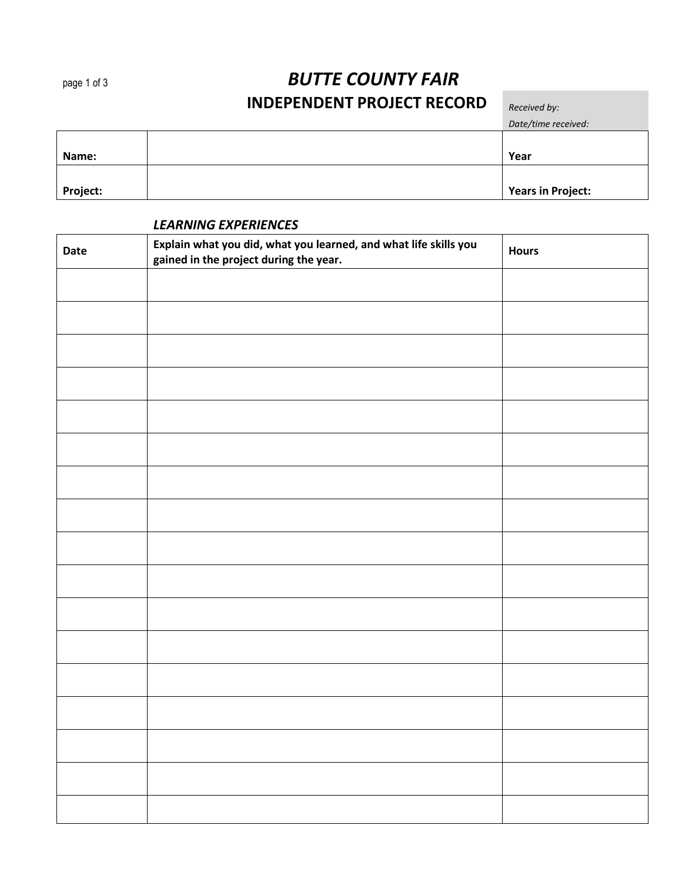# *BUTTE COUNTY FAIR*

## INDEPENDENT PROJECT RECORD

*Received by:*

*Date/time received:*

| Name: | | Year |
|---|---|---|
| **Project:** | | **Years in Project:** |

### *LEARNING EXPERIENCES*

| Date | Explain what you did, what you learned, and what life skills you gained in the project during the year. | Hours |
|---|---|---|
| | | |
| | | |
| | | |
| | | |
| | | |
| | | |
| | | |
| | | |
| | | |
| | | |
| | | |
| | | |
| | | |
| | | |
| | | |
| | | |
| | | |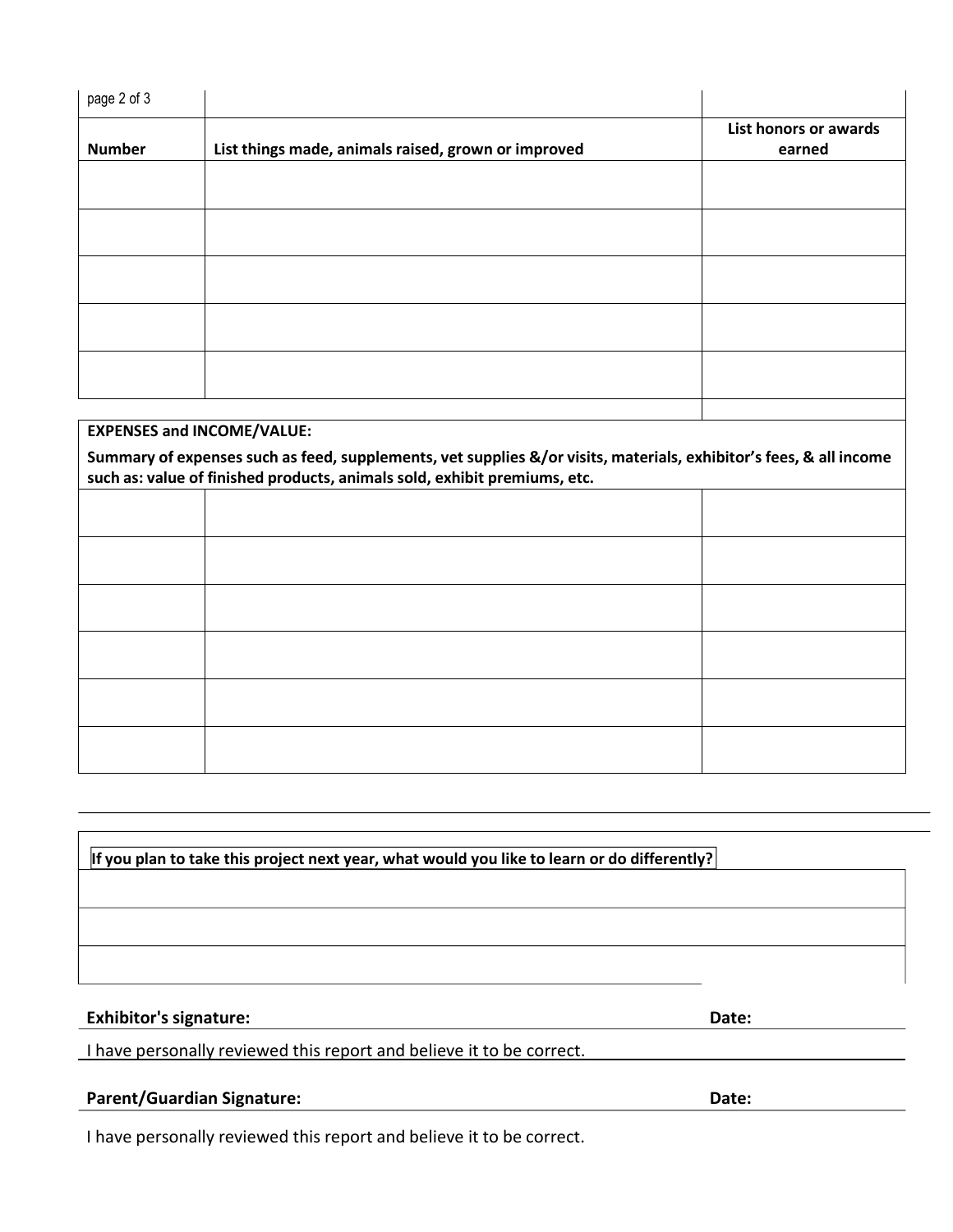| Number | List things made, animals raised, grown or improved | List honors or awards earned |
|---|---|---|
| | | |
| | | |
| | | |
| | | |
| | | |

**EXPENSES and INCOME/VALUE:**

**Summary of expenses such as feed, supplements, vet supplies &/or visits, materials, exhibitor's fees, & all income such as: value of finished products, animals sold, exhibit premiums, etc.**

| | | |
|---|---|---|
| | | |
| | | |
| | | |
| | | |
| | | |
| | | |

**If you plan to take this project next year, what would you like to learn or do differently?**

\_\_\_\_\_\_\_\_\_\_\_\_\_\_\_\_\_\_\_\_\_\_\_\_\_\_\_\_\_\_\_\_\_\_\_\_\_\_\_\_\_\_\_\_\_\_\_\_\_\_\_\_\_\_\_\_

\_\_\_\_\_\_\_\_\_\_\_\_\_\_\_\_\_\_\_\_\_\_\_\_\_\_\_\_\_\_\_\_\_\_\_\_\_\_\_\_\_\_\_\_\_\_\_\_\_\_\_\_\_\_\_\_

\_\_\_\_\_\_\_\_\_\_\_\_\_\_\_\_\_\_\_\_\_\_\_\_\_\_\_\_\_\_\_\_\_\_\_\_\_\_\_\_\_\_\_\_\_\_\_\_\_\_\_\_\_\_\_\_

**Exhibitor's signature:** \_\_\_\_\_\_\_\_\_\_\_\_\_\_\_\_\_\_\_\_\_\_\_\_\_\_\_\_\_\_ **Date:** \_\_\_\_\_\_\_\_\_\_\_\_

I have personally reviewed this report and believe it to be correct.

**Parent/Guardian Signature:** \_\_\_\_\_\_\_\_\_\_\_\_\_\_\_\_\_\_\_\_\_\_\_\_\_\_\_\_\_\_ **Date:** \_\_\_\_\_\_\_\_\_\_\_\_

I have personally reviewed this report and believe it to be correct.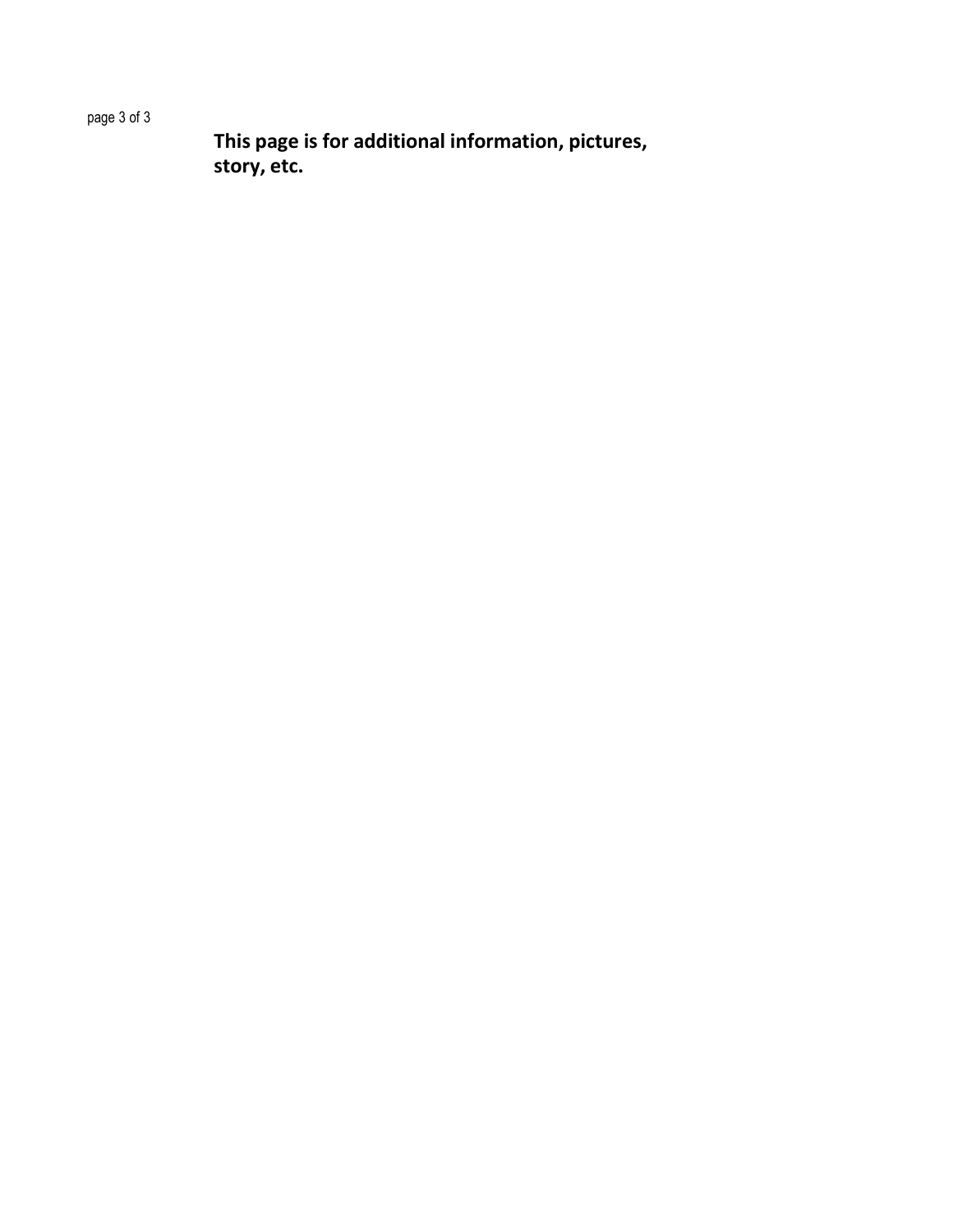**This page is for additional information, pictures, story, etc.**